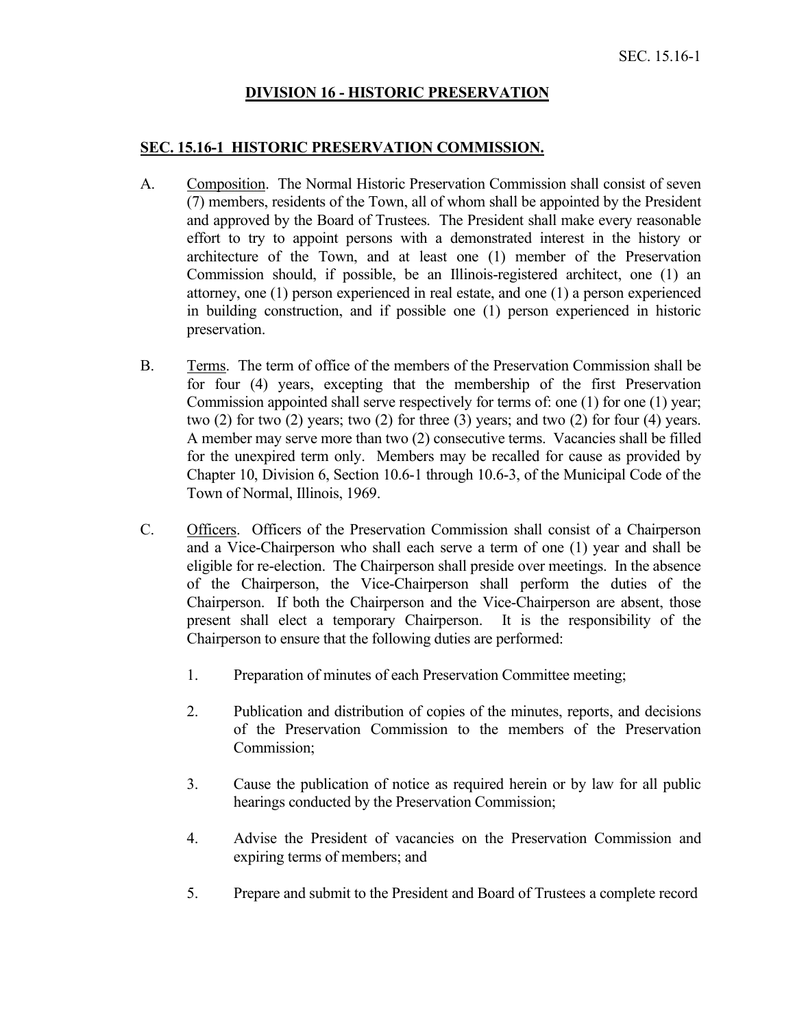## DIVISION 16 - HISTORIC PRESERVATION

### SEC. 15.16-1 HISTORIC PRESERVATION COMMISSION.

A. Composition. The Normal Historic Preservation Commission shall consist of seven (7) members, residents of the Town, all of whom shall be appointed by the President and approved by the Board of Trustees. The President shall make every reasonable effort to try to appoint persons with a demonstrated interest in the history or architecture of the Town, and at least one (1) member of the Preservation Commission should, if possible, be an Illinois-registered architect, one (1) an attorney, one (1) person experienced in real estate, and one (1) a person experienced in building construction, and if possible one (1) person experienced in historic preservation.

B. Terms. The term of office of the members of the Preservation Commission shall be for four (4) years, excepting that the membership of the first Preservation Commission appointed shall serve respectively for terms of: one (1) for one (1) year; two (2) for two (2) years; two (2) for three (3) years; and two (2) for four (4) years. A member may serve more than two (2) consecutive terms. Vacancies shall be filled for the unexpired term only. Members may be recalled for cause as provided by Chapter 10, Division 6, Section 10.6-1 through 10.6-3, of the Municipal Code of the Town of Normal, Illinois, 1969.

C. Officers. Officers of the Preservation Commission shall consist of a Chairperson and a Vice-Chairperson who shall each serve a term of one (1) year and shall be eligible for re-election. The Chairperson shall preside over meetings. In the absence of the Chairperson, the Vice-Chairperson shall perform the duties of the Chairperson. If both the Chairperson and the Vice-Chairperson are absent, those present shall elect a temporary Chairperson. It is the responsibility of the Chairperson to ensure that the following duties are performed:

1. Preparation of minutes of each Preservation Committee meeting;

2. Publication and distribution of copies of the minutes, reports, and decisions of the Preservation Commission to the members of the Preservation Commission;

3. Cause the publication of notice as required herein or by law for all public hearings conducted by the Preservation Commission;

4. Advise the President of vacancies on the Preservation Commission and expiring terms of members; and

5. Prepare and submit to the President and Board of Trustees a complete record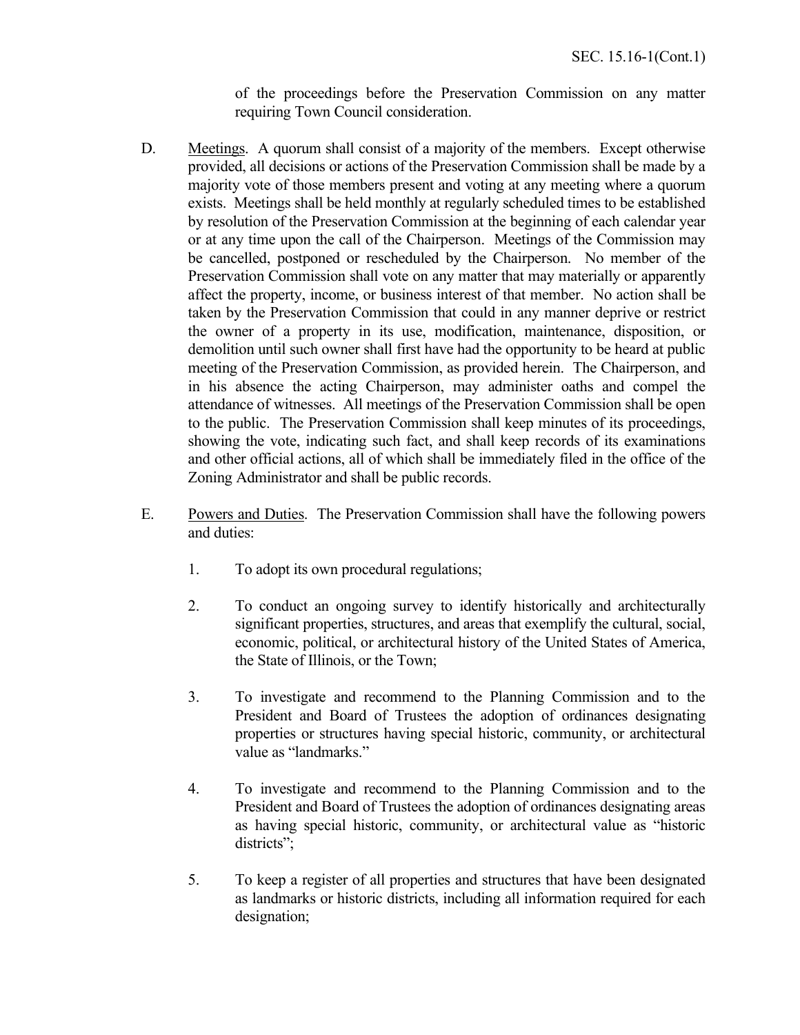of the proceedings before the Preservation Commission on any matter requiring Town Council consideration.

D. Meetings. A quorum shall consist of a majority of the members. Except otherwise provided, all decisions or actions of the Preservation Commission shall be made by a majority vote of those members present and voting at any meeting where a quorum exists. Meetings shall be held monthly at regularly scheduled times to be established by resolution of the Preservation Commission at the beginning of each calendar year or at any time upon the call of the Chairperson. Meetings of the Commission may be cancelled, postponed or rescheduled by the Chairperson. No member of the Preservation Commission shall vote on any matter that may materially or apparently affect the property, income, or business interest of that member. No action shall be taken by the Preservation Commission that could in any manner deprive or restrict the owner of a property in its use, modification, maintenance, disposition, or demolition until such owner shall first have had the opportunity to be heard at public meeting of the Preservation Commission, as provided herein. The Chairperson, and in his absence the acting Chairperson, may administer oaths and compel the attendance of witnesses. All meetings of the Preservation Commission shall be open to the public. The Preservation Commission shall keep minutes of its proceedings, showing the vote, indicating such fact, and shall keep records of its examinations and other official actions, all of which shall be immediately filed in the office of the Zoning Administrator and shall be public records.

E. Powers and Duties. The Preservation Commission shall have the following powers and duties:

1. To adopt its own procedural regulations;

2. To conduct an ongoing survey to identify historically and architecturally significant properties, structures, and areas that exemplify the cultural, social, economic, political, or architectural history of the United States of America, the State of Illinois, or the Town;

3. To investigate and recommend to the Planning Commission and to the President and Board of Trustees the adoption of ordinances designating properties or structures having special historic, community, or architectural value as "landmarks."

4. To investigate and recommend to the Planning Commission and to the President and Board of Trustees the adoption of ordinances designating areas as having special historic, community, or architectural value as "historic districts";

5. To keep a register of all properties and structures that have been designated as landmarks or historic districts, including all information required for each designation;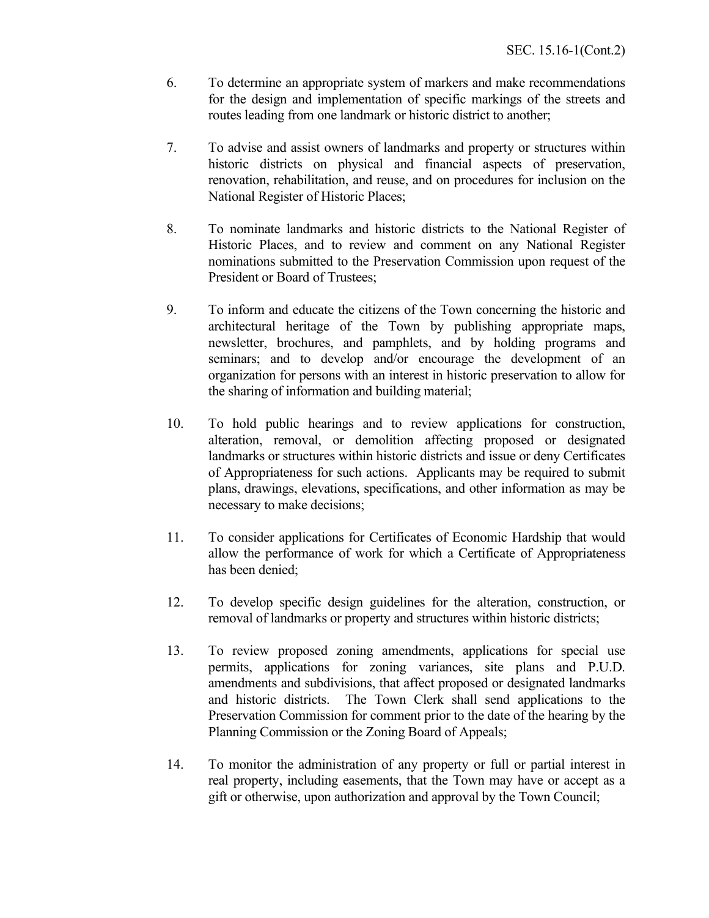6. To determine an appropriate system of markers and make recommendations for the design and implementation of specific markings of the streets and routes leading from one landmark or historic district to another;

7. To advise and assist owners of landmarks and property or structures within historic districts on physical and financial aspects of preservation, renovation, rehabilitation, and reuse, and on procedures for inclusion on the National Register of Historic Places;

8. To nominate landmarks and historic districts to the National Register of Historic Places, and to review and comment on any National Register nominations submitted to the Preservation Commission upon request of the President or Board of Trustees;

9. To inform and educate the citizens of the Town concerning the historic and architectural heritage of the Town by publishing appropriate maps, newsletter, brochures, and pamphlets, and by holding programs and seminars; and to develop and/or encourage the development of an organization for persons with an interest in historic preservation to allow for the sharing of information and building material;

10. To hold public hearings and to review applications for construction, alteration, removal, or demolition affecting proposed or designated landmarks or structures within historic districts and issue or deny Certificates of Appropriateness for such actions. Applicants may be required to submit plans, drawings, elevations, specifications, and other information as may be necessary to make decisions;

11. To consider applications for Certificates of Economic Hardship that would allow the performance of work for which a Certificate of Appropriateness has been denied;

12. To develop specific design guidelines for the alteration, construction, or removal of landmarks or property and structures within historic districts;

13. To review proposed zoning amendments, applications for special use permits, applications for zoning variances, site plans and P.U.D. amendments and subdivisions, that affect proposed or designated landmarks and historic districts. The Town Clerk shall send applications to the Preservation Commission for comment prior to the date of the hearing by the Planning Commission or the Zoning Board of Appeals;

14. To monitor the administration of any property or full or partial interest in real property, including easements, that the Town may have or accept as a gift or otherwise, upon authorization and approval by the Town Council;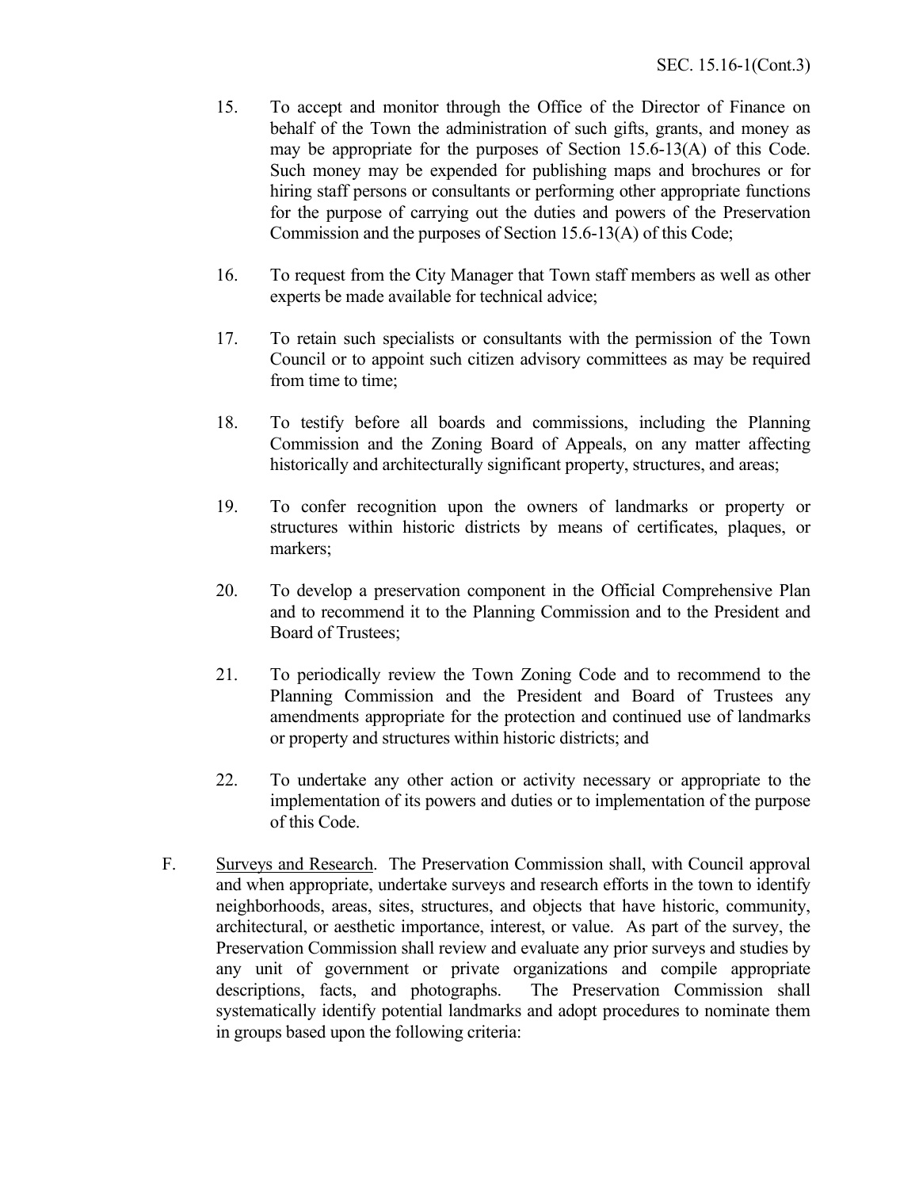15. To accept and monitor through the Office of the Director of Finance on behalf of the Town the administration of such gifts, grants, and money as may be appropriate for the purposes of Section 15.6-13(A) of this Code. Such money may be expended for publishing maps and brochures or for hiring staff persons or consultants or performing other appropriate functions for the purpose of carrying out the duties and powers of the Preservation Commission and the purposes of Section 15.6-13(A) of this Code;

16. To request from the City Manager that Town staff members as well as other experts be made available for technical advice;

17. To retain such specialists or consultants with the permission of the Town Council or to appoint such citizen advisory committees as may be required from time to time;

18. To testify before all boards and commissions, including the Planning Commission and the Zoning Board of Appeals, on any matter affecting historically and architecturally significant property, structures, and areas;

19. To confer recognition upon the owners of landmarks or property or structures within historic districts by means of certificates, plaques, or markers;

20. To develop a preservation component in the Official Comprehensive Plan and to recommend it to the Planning Commission and to the President and Board of Trustees;

21. To periodically review the Town Zoning Code and to recommend to the Planning Commission and the President and Board of Trustees any amendments appropriate for the protection and continued use of landmarks or property and structures within historic districts; and

22. To undertake any other action or activity necessary or appropriate to the implementation of its powers and duties or to implementation of the purpose of this Code.

F. Surveys and Research. The Preservation Commission shall, with Council approval and when appropriate, undertake surveys and research efforts in the town to identify neighborhoods, areas, sites, structures, and objects that have historic, community, architectural, or aesthetic importance, interest, or value. As part of the survey, the Preservation Commission shall review and evaluate any prior surveys and studies by any unit of government or private organizations and compile appropriate descriptions, facts, and photographs. The Preservation Commission shall systematically identify potential landmarks and adopt procedures to nominate them in groups based upon the following criteria: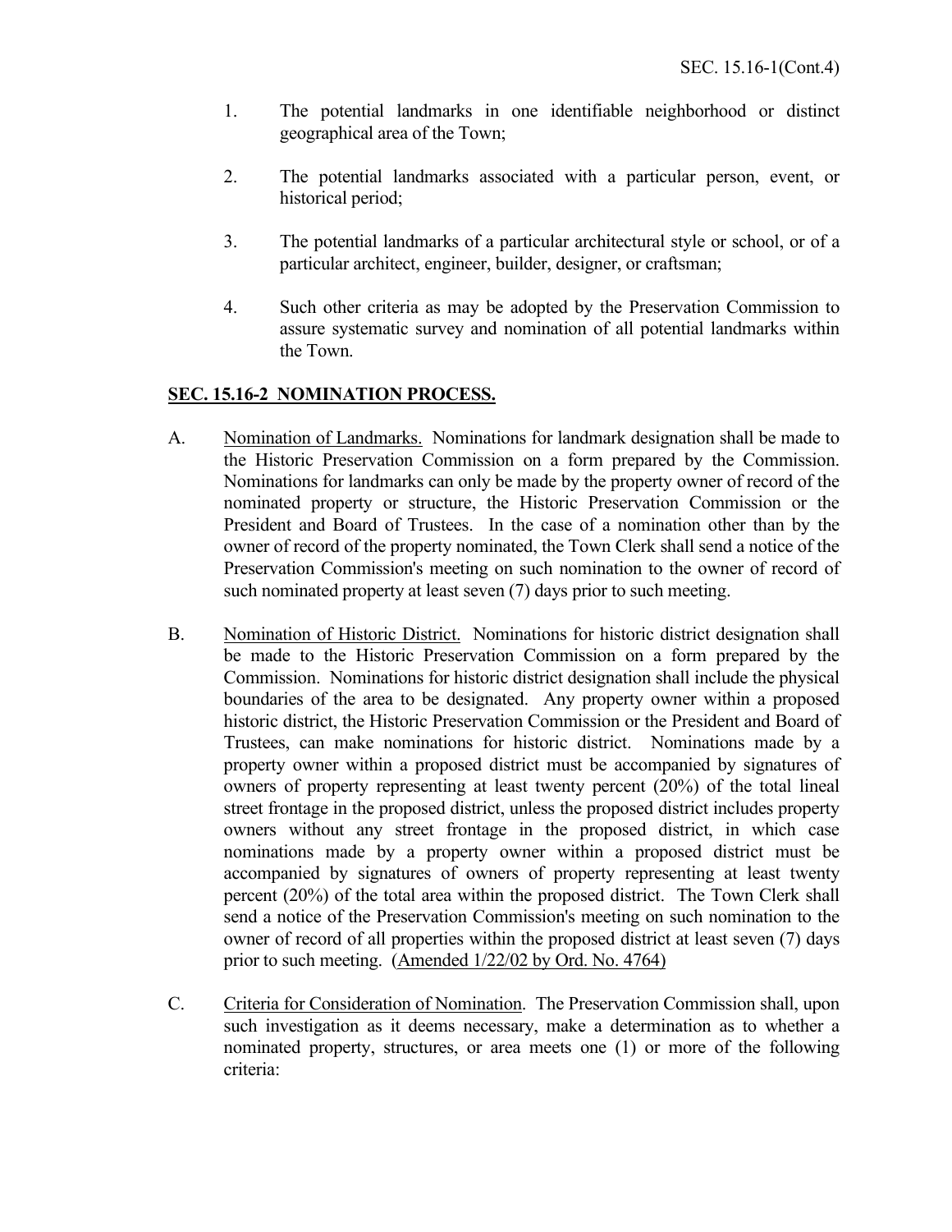1. The potential landmarks in one identifiable neighborhood or distinct geographical area of the Town;

2. The potential landmarks associated with a particular person, event, or historical period;

3. The potential landmarks of a particular architectural style or school, or of a particular architect, engineer, builder, designer, or craftsman;

4. Such other criteria as may be adopted by the Preservation Commission to assure systematic survey and nomination of all potential landmarks within the Town.

## SEC. 15.16-2 NOMINATION PROCESS.

A. Nomination of Landmarks. Nominations for landmark designation shall be made to the Historic Preservation Commission on a form prepared by the Commission. Nominations for landmarks can only be made by the property owner of record of the nominated property or structure, the Historic Preservation Commission or the President and Board of Trustees. In the case of a nomination other than by the owner of record of the property nominated, the Town Clerk shall send a notice of the Preservation Commission's meeting on such nomination to the owner of record of such nominated property at least seven (7) days prior to such meeting.

B. Nomination of Historic District. Nominations for historic district designation shall be made to the Historic Preservation Commission on a form prepared by the Commission. Nominations for historic district designation shall include the physical boundaries of the area to be designated. Any property owner within a proposed historic district, the Historic Preservation Commission or the President and Board of Trustees, can make nominations for historic district. Nominations made by a property owner within a proposed district must be accompanied by signatures of owners of property representing at least twenty percent (20%) of the total lineal street frontage in the proposed district, unless the proposed district includes property owners without any street frontage in the proposed district, in which case nominations made by a property owner within a proposed district must be accompanied by signatures of owners of property representing at least twenty percent (20%) of the total area within the proposed district. The Town Clerk shall send a notice of the Preservation Commission's meeting on such nomination to the owner of record of all properties within the proposed district at least seven (7) days prior to such meeting. (Amended 1/22/02 by Ord. No. 4764)

C. Criteria for Consideration of Nomination. The Preservation Commission shall, upon such investigation as it deems necessary, make a determination as to whether a nominated property, structures, or area meets one (1) or more of the following criteria: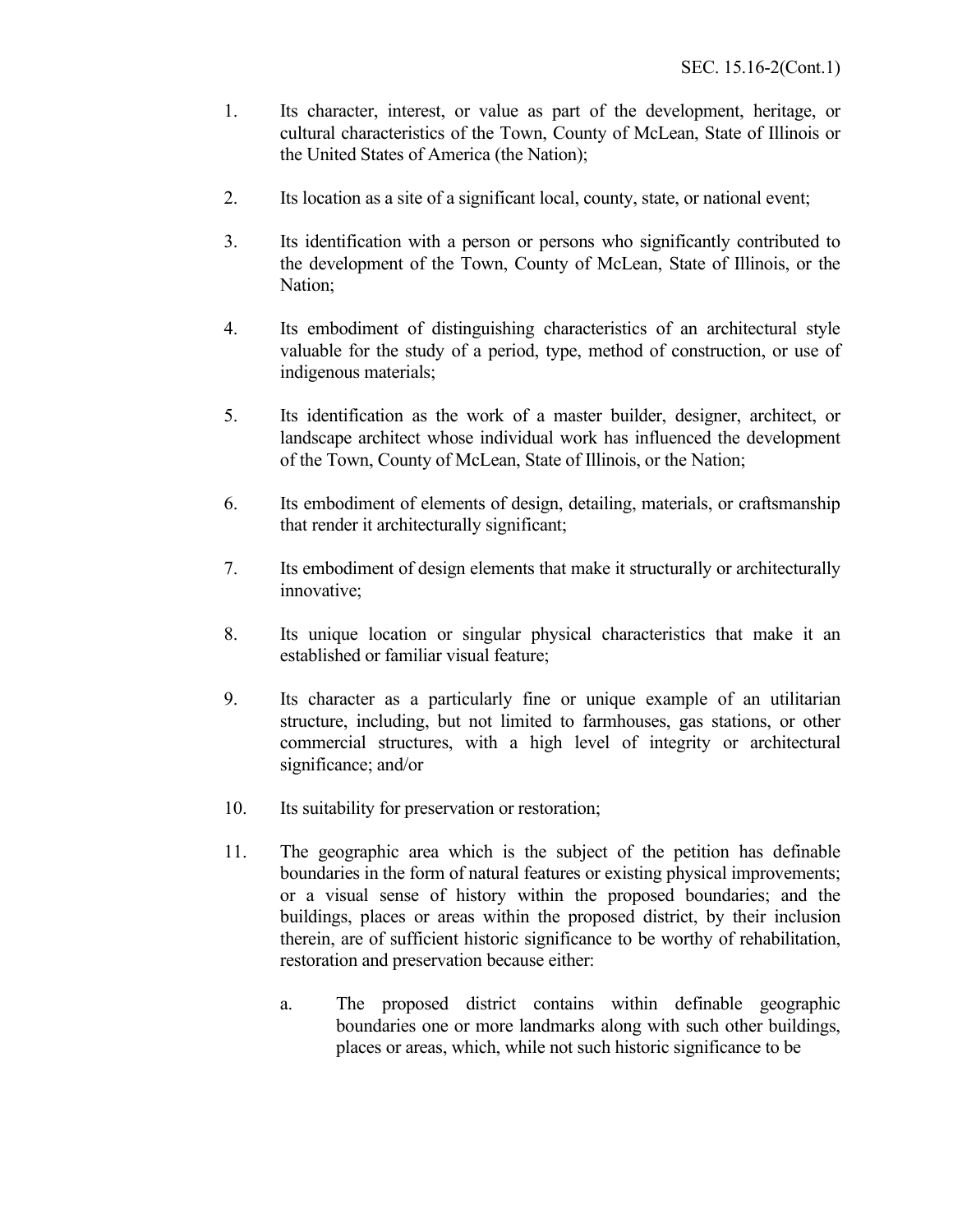1. Its character, interest, or value as part of the development, heritage, or cultural characteristics of the Town, County of McLean, State of Illinois or the United States of America (the Nation);

2. Its location as a site of a significant local, county, state, or national event;

3. Its identification with a person or persons who significantly contributed to the development of the Town, County of McLean, State of Illinois, or the Nation;

4. Its embodiment of distinguishing characteristics of an architectural style valuable for the study of a period, type, method of construction, or use of indigenous materials;

5. Its identification as the work of a master builder, designer, architect, or landscape architect whose individual work has influenced the development of the Town, County of McLean, State of Illinois, or the Nation;

6. Its embodiment of elements of design, detailing, materials, or craftsmanship that render it architecturally significant;

7. Its embodiment of design elements that make it structurally or architecturally innovative;

8. Its unique location or singular physical characteristics that make it an established or familiar visual feature;

9. Its character as a particularly fine or unique example of an utilitarian structure, including, but not limited to farmhouses, gas stations, or other commercial structures, with a high level of integrity or architectural significance; and/or

10. Its suitability for preservation or restoration;

11. The geographic area which is the subject of the petition has definable boundaries in the form of natural features or existing physical improvements; or a visual sense of history within the proposed boundaries; and the buildings, places or areas within the proposed district, by their inclusion therein, are of sufficient historic significance to be worthy of rehabilitation, restoration and preservation because either:

    a. The proposed district contains within definable geographic boundaries one or more landmarks along with such other buildings, places or areas, which, while not such historic significance to be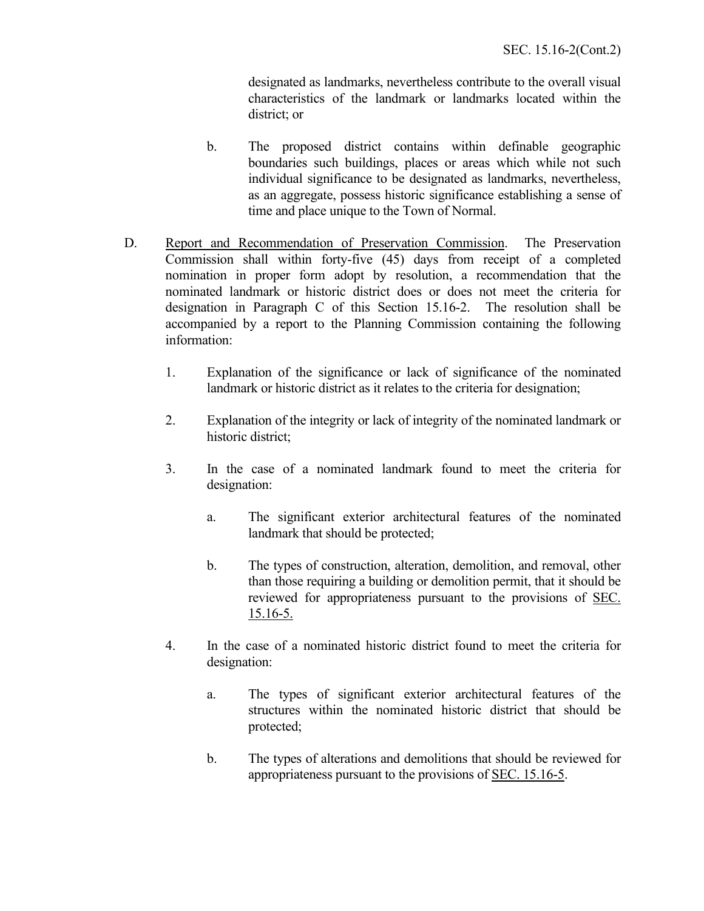designated as landmarks, nevertheless contribute to the overall visual characteristics of the landmark or landmarks located within the district; or

b. The proposed district contains within definable geographic boundaries such buildings, places or areas which while not such individual significance to be designated as landmarks, nevertheless, as an aggregate, possess historic significance establishing a sense of time and place unique to the Town of Normal.

D. Report and Recommendation of Preservation Commission. The Preservation Commission shall within forty-five (45) days from receipt of a completed nomination in proper form adopt by resolution, a recommendation that the nominated landmark or historic district does or does not meet the criteria for designation in Paragraph C of this Section 15.16-2. The resolution shall be accompanied by a report to the Planning Commission containing the following information:

1. Explanation of the significance or lack of significance of the nominated landmark or historic district as it relates to the criteria for designation;

2. Explanation of the integrity or lack of integrity of the nominated landmark or historic district;

3. In the case of a nominated landmark found to meet the criteria for designation:

   a. The significant exterior architectural features of the nominated landmark that should be protected;

   b. The types of construction, alteration, demolition, and removal, other than those requiring a building or demolition permit, that it should be reviewed for appropriateness pursuant to the provisions of SEC. 15.16-5.

4. In the case of a nominated historic district found to meet the criteria for designation:

   a. The types of significant exterior architectural features of the structures within the nominated historic district that should be protected;

   b. The types of alterations and demolitions that should be reviewed for appropriateness pursuant to the provisions of SEC. 15.16-5.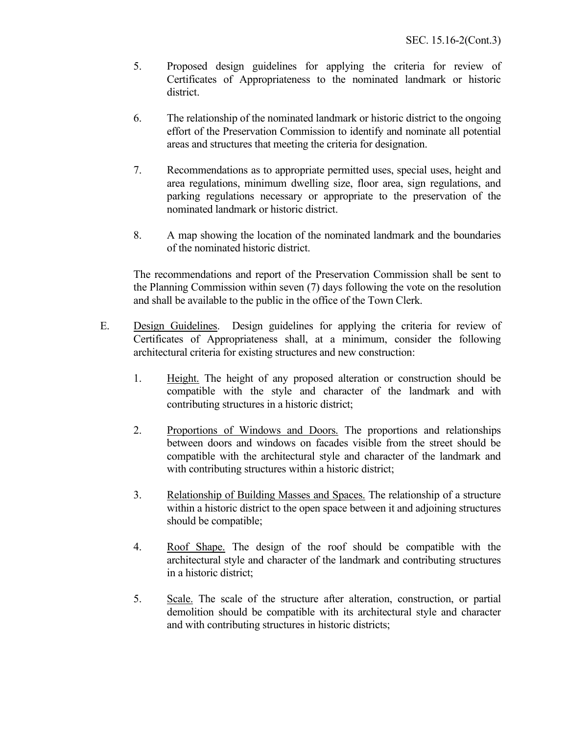5. Proposed design guidelines for applying the criteria for review of Certificates of Appropriateness to the nominated landmark or historic district.

6. The relationship of the nominated landmark or historic district to the ongoing effort of the Preservation Commission to identify and nominate all potential areas and structures that meeting the criteria for designation.

7. Recommendations as to appropriate permitted uses, special uses, height and area regulations, minimum dwelling size, floor area, sign regulations, and parking regulations necessary or appropriate to the preservation of the nominated landmark or historic district.

8. A map showing the location of the nominated landmark and the boundaries of the nominated historic district.

The recommendations and report of the Preservation Commission shall be sent to the Planning Commission within seven (7) days following the vote on the resolution and shall be available to the public in the office of the Town Clerk.

E. Design Guidelines. Design guidelines for applying the criteria for review of Certificates of Appropriateness shall, at a minimum, consider the following architectural criteria for existing structures and new construction:

1. Height. The height of any proposed alteration or construction should be compatible with the style and character of the landmark and with contributing structures in a historic district;

2. Proportions of Windows and Doors. The proportions and relationships between doors and windows on facades visible from the street should be compatible with the architectural style and character of the landmark and with contributing structures within a historic district;

3. Relationship of Building Masses and Spaces. The relationship of a structure within a historic district to the open space between it and adjoining structures should be compatible;

4. Roof Shape. The design of the roof should be compatible with the architectural style and character of the landmark and contributing structures in a historic district;

5. Scale. The scale of the structure after alteration, construction, or partial demolition should be compatible with its architectural style and character and with contributing structures in historic districts;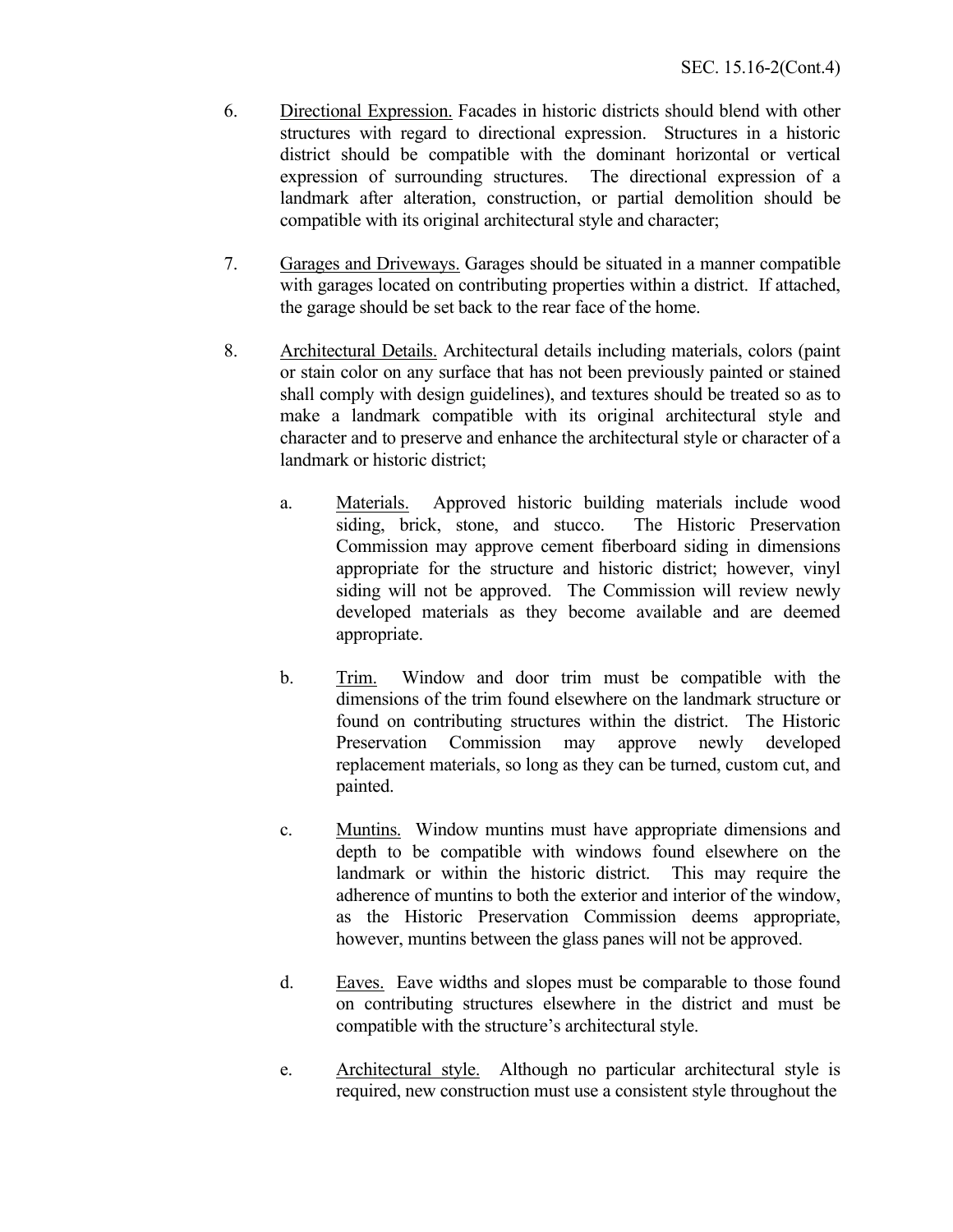6. Directional Expression. Facades in historic districts should blend with other structures with regard to directional expression. Structures in a historic district should be compatible with the dominant horizontal or vertical expression of surrounding structures. The directional expression of a landmark after alteration, construction, or partial demolition should be compatible with its original architectural style and character;

7. Garages and Driveways. Garages should be situated in a manner compatible with garages located on contributing properties within a district. If attached, the garage should be set back to the rear face of the home.

8. Architectural Details. Architectural details including materials, colors (paint or stain color on any surface that has not been previously painted or stained shall comply with design guidelines), and textures should be treated so as to make a landmark compatible with its original architectural style and character and to preserve and enhance the architectural style or character of a landmark or historic district;

   a. Materials. Approved historic building materials include wood siding, brick, stone, and stucco. The Historic Preservation Commission may approve cement fiberboard siding in dimensions appropriate for the structure and historic district; however, vinyl siding will not be approved. The Commission will review newly developed materials as they become available and are deemed appropriate.

   b. Trim. Window and door trim must be compatible with the dimensions of the trim found elsewhere on the landmark structure or found on contributing structures within the district. The Historic Preservation Commission may approve newly developed replacement materials, so long as they can be turned, custom cut, and painted.

   c. Muntins. Window muntins must have appropriate dimensions and depth to be compatible with windows found elsewhere on the landmark or within the historic district. This may require the adherence of muntins to both the exterior and interior of the window, as the Historic Preservation Commission deems appropriate, however, muntins between the glass panes will not be approved.

   d. Eaves. Eave widths and slopes must be comparable to those found on contributing structures elsewhere in the district and must be compatible with the structure's architectural style.

   e. Architectural style. Although no particular architectural style is required, new construction must use a consistent style throughout the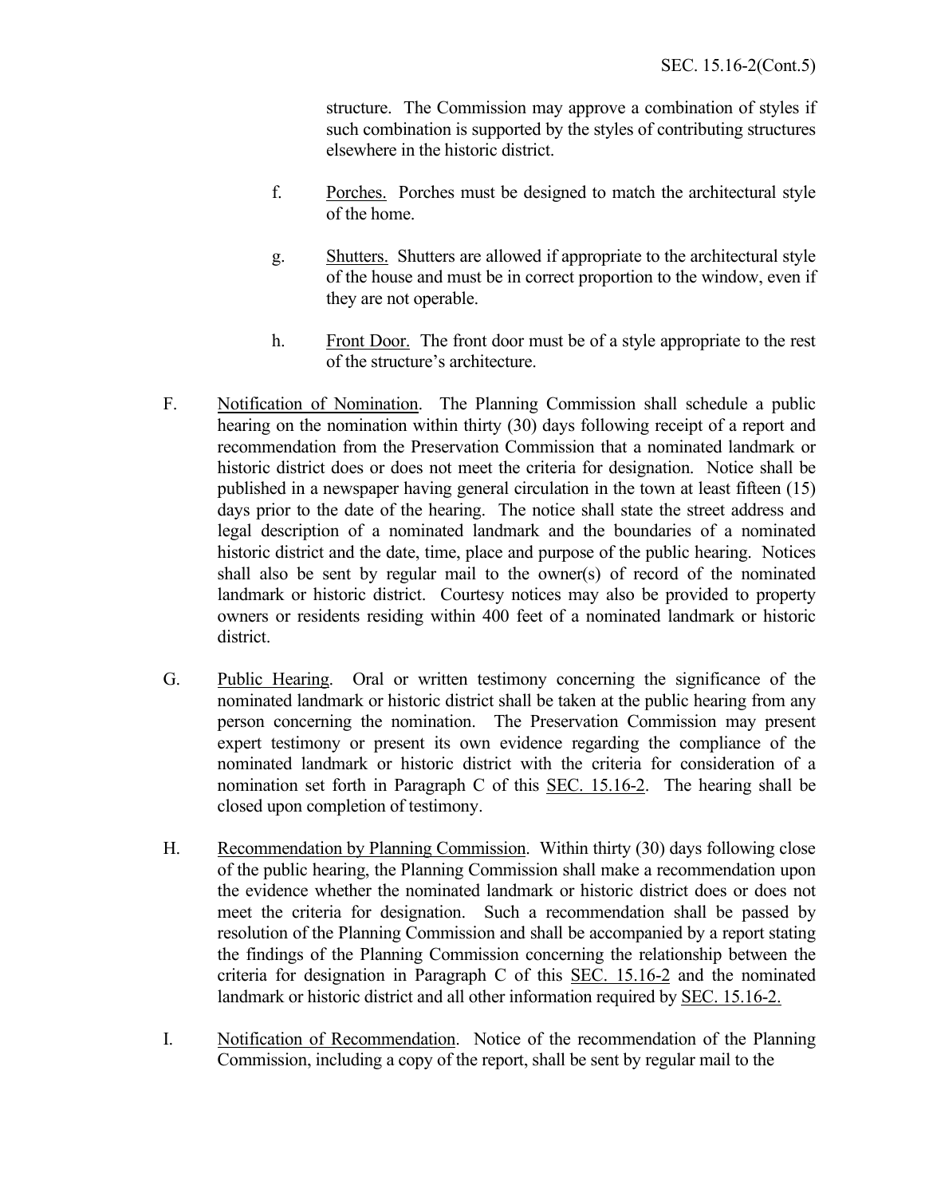structure. The Commission may approve a combination of styles if such combination is supported by the styles of contributing structures elsewhere in the historic district.

f. Porches. Porches must be designed to match the architectural style of the home.

g. Shutters. Shutters are allowed if appropriate to the architectural style of the house and must be in correct proportion to the window, even if they are not operable.

h. Front Door. The front door must be of a style appropriate to the rest of the structure's architecture.

F. Notification of Nomination. The Planning Commission shall schedule a public hearing on the nomination within thirty (30) days following receipt of a report and recommendation from the Preservation Commission that a nominated landmark or historic district does or does not meet the criteria for designation. Notice shall be published in a newspaper having general circulation in the town at least fifteen (15) days prior to the date of the hearing. The notice shall state the street address and legal description of a nominated landmark and the boundaries of a nominated historic district and the date, time, place and purpose of the public hearing. Notices shall also be sent by regular mail to the owner(s) of record of the nominated landmark or historic district. Courtesy notices may also be provided to property owners or residents residing within 400 feet of a nominated landmark or historic district.

G. Public Hearing. Oral or written testimony concerning the significance of the nominated landmark or historic district shall be taken at the public hearing from any person concerning the nomination. The Preservation Commission may present expert testimony or present its own evidence regarding the compliance of the nominated landmark or historic district with the criteria for consideration of a nomination set forth in Paragraph C of this SEC. 15.16-2. The hearing shall be closed upon completion of testimony.

H. Recommendation by Planning Commission. Within thirty (30) days following close of the public hearing, the Planning Commission shall make a recommendation upon the evidence whether the nominated landmark or historic district does or does not meet the criteria for designation. Such a recommendation shall be passed by resolution of the Planning Commission and shall be accompanied by a report stating the findings of the Planning Commission concerning the relationship between the criteria for designation in Paragraph C of this SEC. 15.16-2 and the nominated landmark or historic district and all other information required by SEC. 15.16-2.

I. Notification of Recommendation. Notice of the recommendation of the Planning Commission, including a copy of the report, shall be sent by regular mail to the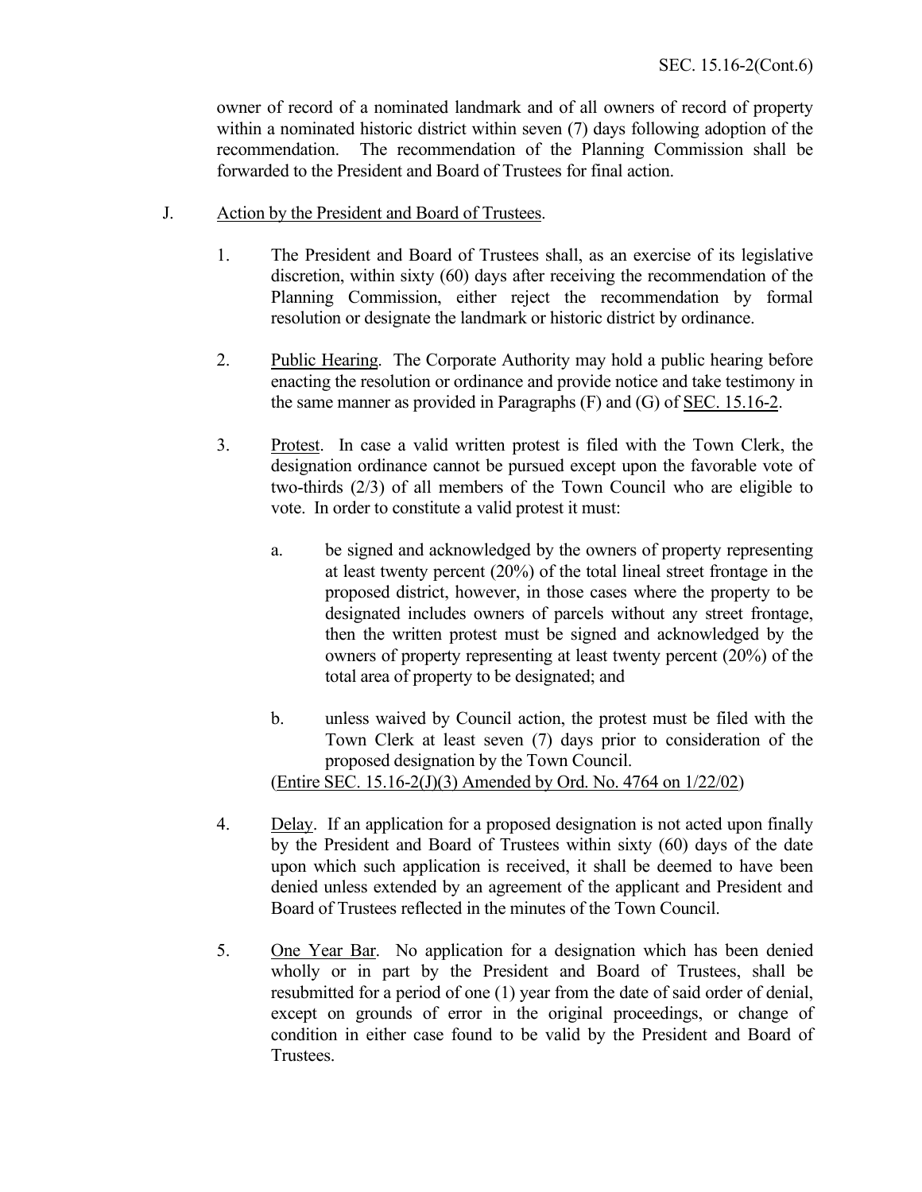owner of record of a nominated landmark and of all owners of record of property within a nominated historic district within seven (7) days following adoption of the recommendation. The recommendation of the Planning Commission shall be forwarded to the President and Board of Trustees for final action.

J. Action by the President and Board of Trustees.

1. The President and Board of Trustees shall, as an exercise of its legislative discretion, within sixty (60) days after receiving the recommendation of the Planning Commission, either reject the recommendation by formal resolution or designate the landmark or historic district by ordinance.

2. Public Hearing. The Corporate Authority may hold a public hearing before enacting the resolution or ordinance and provide notice and take testimony in the same manner as provided in Paragraphs (F) and (G) of SEC. 15.16-2.

3. Protest. In case a valid written protest is filed with the Town Clerk, the designation ordinance cannot be pursued except upon the favorable vote of two-thirds (2/3) of all members of the Town Council who are eligible to vote. In order to constitute a valid protest it must:

   a. be signed and acknowledged by the owners of property representing at least twenty percent (20%) of the total lineal street frontage in the proposed district, however, in those cases where the property to be designated includes owners of parcels without any street frontage, then the written protest must be signed and acknowledged by the owners of property representing at least twenty percent (20%) of the total area of property to be designated; and

   b. unless waived by Council action, the protest must be filed with the Town Clerk at least seven (7) days prior to consideration of the proposed designation by the Town Council.

   (Entire SEC. 15.16-2(J)(3) Amended by Ord. No. 4764 on 1/22/02)

4. Delay. If an application for a proposed designation is not acted upon finally by the President and Board of Trustees within sixty (60) days of the date upon which such application is received, it shall be deemed to have been denied unless extended by an agreement of the applicant and President and Board of Trustees reflected in the minutes of the Town Council.

5. One Year Bar. No application for a designation which has been denied wholly or in part by the President and Board of Trustees, shall be resubmitted for a period of one (1) year from the date of said order of denial, except on grounds of error in the original proceedings, or change of condition in either case found to be valid by the President and Board of Trustees.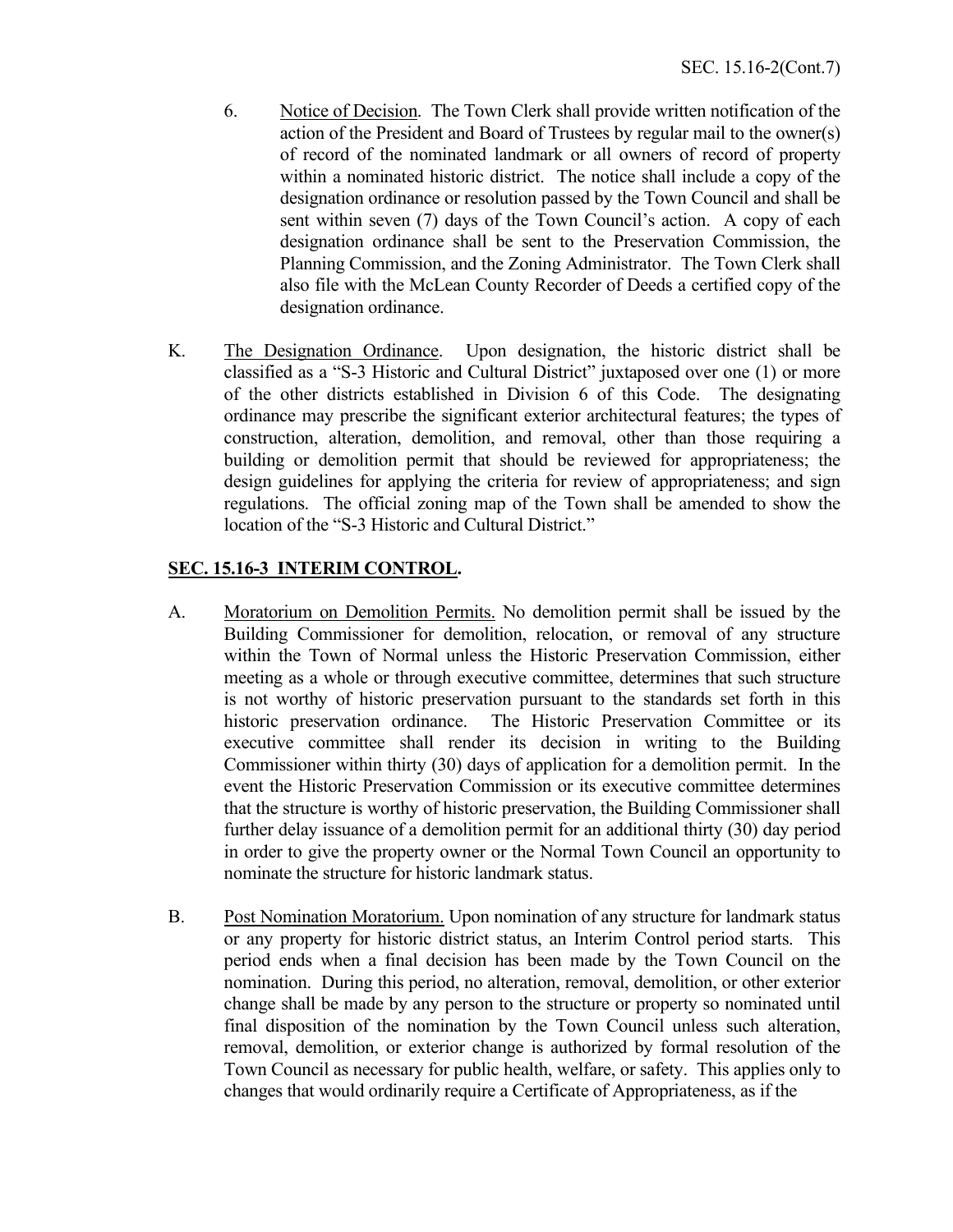6. <u>Notice of Decision</u>. The Town Clerk shall provide written notification of the action of the President and Board of Trustees by regular mail to the owner(s) of record of the nominated landmark or all owners of record of property within a nominated historic district. The notice shall include a copy of the designation ordinance or resolution passed by the Town Council and shall be sent within seven (7) days of the Town Council's action. A copy of each designation ordinance shall be sent to the Preservation Commission, the Planning Commission, and the Zoning Administrator. The Town Clerk shall also file with the McLean County Recorder of Deeds a certified copy of the designation ordinance.

K. <u>The Designation Ordinance</u>. Upon designation, the historic district shall be classified as a "S-3 Historic and Cultural District" juxtaposed over one (1) or more of the other districts established in Division 6 of this Code. The designating ordinance may prescribe the significant exterior architectural features; the types of construction, alteration, demolition, and removal, other than those requiring a building or demolition permit that should be reviewed for appropriateness; the design guidelines for applying the criteria for review of appropriateness; and sign regulations. The official zoning map of the Town shall be amended to show the location of the "S-3 Historic and Cultural District."

## SEC. 15.16-3 INTERIM CONTROL.

A. <u>Moratorium on Demolition Permits.</u> No demolition permit shall be issued by the Building Commissioner for demolition, relocation, or removal of any structure within the Town of Normal unless the Historic Preservation Commission, either meeting as a whole or through executive committee, determines that such structure is not worthy of historic preservation pursuant to the standards set forth in this historic preservation ordinance. The Historic Preservation Committee or its executive committee shall render its decision in writing to the Building Commissioner within thirty (30) days of application for a demolition permit. In the event the Historic Preservation Commission or its executive committee determines that the structure is worthy of historic preservation, the Building Commissioner shall further delay issuance of a demolition permit for an additional thirty (30) day period in order to give the property owner or the Normal Town Council an opportunity to nominate the structure for historic landmark status.

B. <u>Post Nomination Moratorium.</u> Upon nomination of any structure for landmark status or any property for historic district status, an Interim Control period starts. This period ends when a final decision has been made by the Town Council on the nomination. During this period, no alteration, removal, demolition, or other exterior change shall be made by any person to the structure or property so nominated until final disposition of the nomination by the Town Council unless such alteration, removal, demolition, or exterior change is authorized by formal resolution of the Town Council as necessary for public health, welfare, or safety. This applies only to changes that would ordinarily require a Certificate of Appropriateness, as if the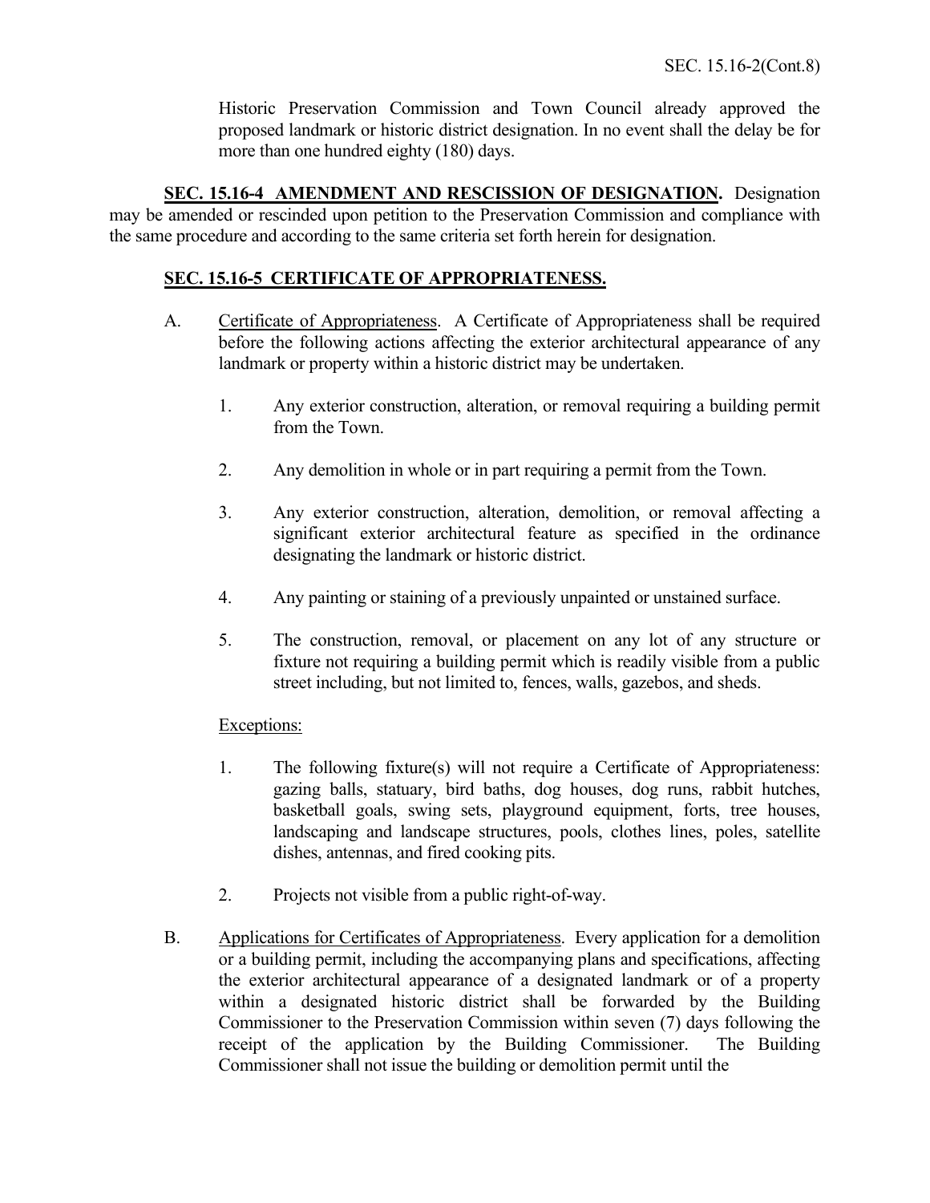Historic Preservation Commission and Town Council already approved the proposed landmark or historic district designation. In no event shall the delay be for more than one hundred eighty (180) days.

**SEC. 15.16-4 AMENDMENT AND RESCISSION OF DESIGNATION.** Designation may be amended or rescinded upon petition to the Preservation Commission and compliance with the same procedure and according to the same criteria set forth herein for designation.

**SEC. 15.16-5 CERTIFICATE OF APPROPRIATENESS.**

A. Certificate of Appropriateness. A Certificate of Appropriateness shall be required before the following actions affecting the exterior architectural appearance of any landmark or property within a historic district may be undertaken.

1. Any exterior construction, alteration, or removal requiring a building permit from the Town.

2. Any demolition in whole or in part requiring a permit from the Town.

3. Any exterior construction, alteration, demolition, or removal affecting a significant exterior architectural feature as specified in the ordinance designating the landmark or historic district.

4. Any painting or staining of a previously unpainted or unstained surface.

5. The construction, removal, or placement on any lot of any structure or fixture not requiring a building permit which is readily visible from a public street including, but not limited to, fences, walls, gazebos, and sheds.

Exceptions:

1. The following fixture(s) will not require a Certificate of Appropriateness: gazing balls, statuary, bird baths, dog houses, dog runs, rabbit hutches, basketball goals, swing sets, playground equipment, forts, tree houses, landscaping and landscape structures, pools, clothes lines, poles, satellite dishes, antennas, and fired cooking pits.

2. Projects not visible from a public right-of-way.

B. Applications for Certificates of Appropriateness. Every application for a demolition or a building permit, including the accompanying plans and specifications, affecting the exterior architectural appearance of a designated landmark or of a property within a designated historic district shall be forwarded by the Building Commissioner to the Preservation Commission within seven (7) days following the receipt of the application by the Building Commissioner. The Building Commissioner shall not issue the building or demolition permit until the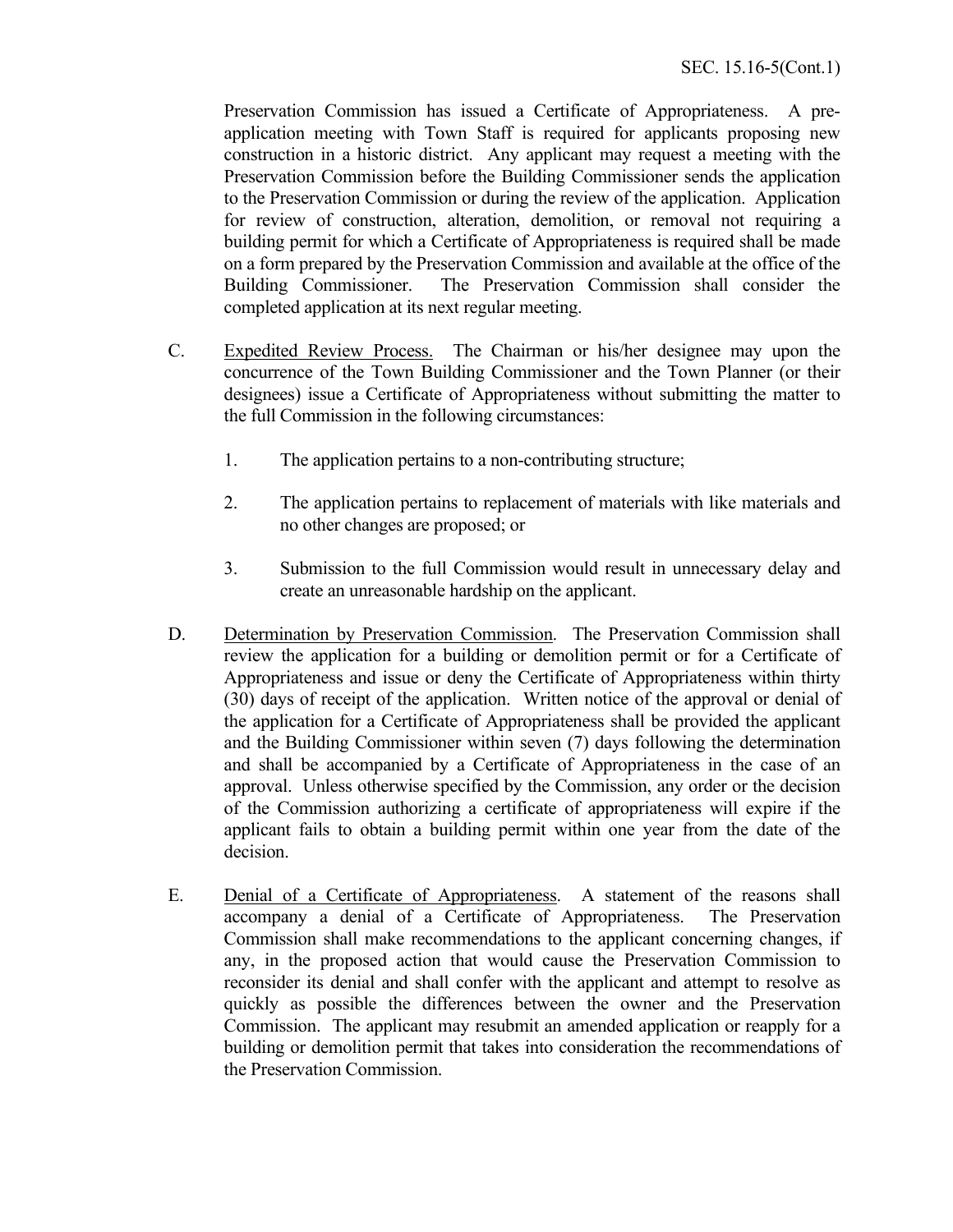Preservation Commission has issued a Certificate of Appropriateness. A pre-application meeting with Town Staff is required for applicants proposing new construction in a historic district. Any applicant may request a meeting with the Preservation Commission before the Building Commissioner sends the application to the Preservation Commission or during the review of the application. Application for review of construction, alteration, demolition, or removal not requiring a building permit for which a Certificate of Appropriateness is required shall be made on a form prepared by the Preservation Commission and available at the office of the Building Commissioner. The Preservation Commission shall consider the completed application at its next regular meeting.

C. Expedited Review Process. The Chairman or his/her designee may upon the concurrence of the Town Building Commissioner and the Town Planner (or their designees) issue a Certificate of Appropriateness without submitting the matter to the full Commission in the following circumstances:

   1. The application pertains to a non-contributing structure;

   2. The application pertains to replacement of materials with like materials and no other changes are proposed; or

   3. Submission to the full Commission would result in unnecessary delay and create an unreasonable hardship on the applicant.

D. Determination by Preservation Commission. The Preservation Commission shall review the application for a building or demolition permit or for a Certificate of Appropriateness and issue or deny the Certificate of Appropriateness within thirty (30) days of receipt of the application. Written notice of the approval or denial of the application for a Certificate of Appropriateness shall be provided the applicant and the Building Commissioner within seven (7) days following the determination and shall be accompanied by a Certificate of Appropriateness in the case of an approval. Unless otherwise specified by the Commission, any order or the decision of the Commission authorizing a certificate of appropriateness will expire if the applicant fails to obtain a building permit within one year from the date of the decision.

E. Denial of a Certificate of Appropriateness. A statement of the reasons shall accompany a denial of a Certificate of Appropriateness. The Preservation Commission shall make recommendations to the applicant concerning changes, if any, in the proposed action that would cause the Preservation Commission to reconsider its denial and shall confer with the applicant and attempt to resolve as quickly as possible the differences between the owner and the Preservation Commission. The applicant may resubmit an amended application or reapply for a building or demolition permit that takes into consideration the recommendations of the Preservation Commission.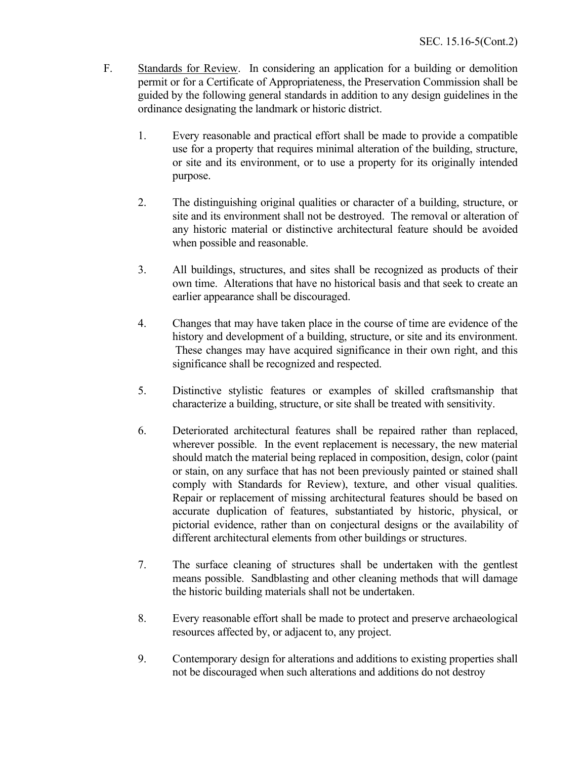F. Standards for Review. In considering an application for a building or demolition permit or for a Certificate of Appropriateness, the Preservation Commission shall be guided by the following general standards in addition to any design guidelines in the ordinance designating the landmark or historic district.

1. Every reasonable and practical effort shall be made to provide a compatible use for a property that requires minimal alteration of the building, structure, or site and its environment, or to use a property for its originally intended purpose.

2. The distinguishing original qualities or character of a building, structure, or site and its environment shall not be destroyed. The removal or alteration of any historic material or distinctive architectural feature should be avoided when possible and reasonable.

3. All buildings, structures, and sites shall be recognized as products of their own time. Alterations that have no historical basis and that seek to create an earlier appearance shall be discouraged.

4. Changes that may have taken place in the course of time are evidence of the history and development of a building, structure, or site and its environment. These changes may have acquired significance in their own right, and this significance shall be recognized and respected.

5. Distinctive stylistic features or examples of skilled craftsmanship that characterize a building, structure, or site shall be treated with sensitivity.

6. Deteriorated architectural features shall be repaired rather than replaced, wherever possible. In the event replacement is necessary, the new material should match the material being replaced in composition, design, color (paint or stain, on any surface that has not been previously painted or stained shall comply with Standards for Review), texture, and other visual qualities. Repair or replacement of missing architectural features should be based on accurate duplication of features, substantiated by historic, physical, or pictorial evidence, rather than on conjectural designs or the availability of different architectural elements from other buildings or structures.

7. The surface cleaning of structures shall be undertaken with the gentlest means possible. Sandblasting and other cleaning methods that will damage the historic building materials shall not be undertaken.

8. Every reasonable effort shall be made to protect and preserve archaeological resources affected by, or adjacent to, any project.

9. Contemporary design for alterations and additions to existing properties shall not be discouraged when such alterations and additions do not destroy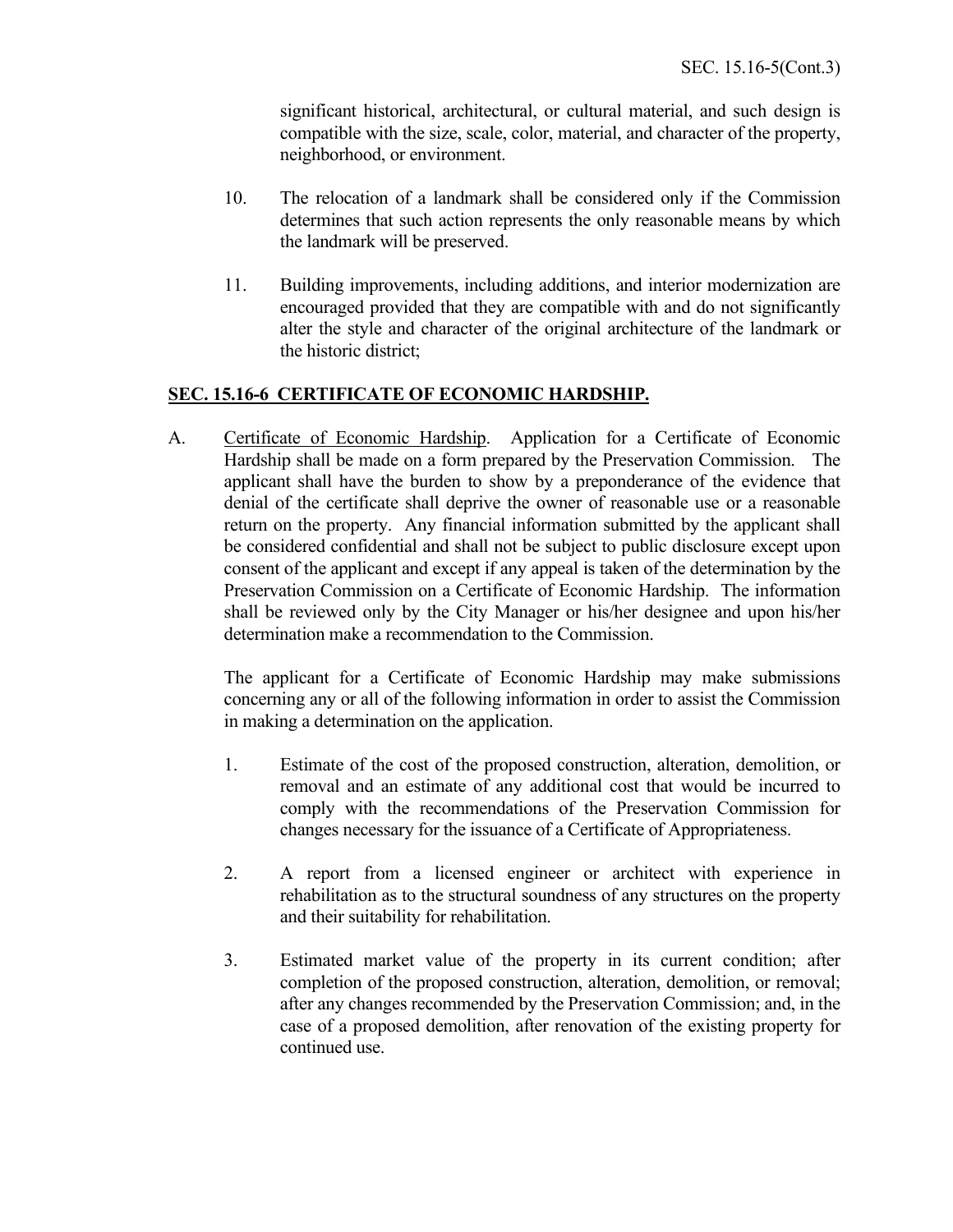significant historical, architectural, or cultural material, and such design is compatible with the size, scale, color, material, and character of the property, neighborhood, or environment.

10. The relocation of a landmark shall be considered only if the Commission determines that such action represents the only reasonable means by which the landmark will be preserved.

11. Building improvements, including additions, and interior modernization are encouraged provided that they are compatible with and do not significantly alter the style and character of the original architecture of the landmark or the historic district;

## SEC. 15.16-6 CERTIFICATE OF ECONOMIC HARDSHIP.

A. Certificate of Economic Hardship. Application for a Certificate of Economic Hardship shall be made on a form prepared by the Preservation Commission. The applicant shall have the burden to show by a preponderance of the evidence that denial of the certificate shall deprive the owner of reasonable use or a reasonable return on the property. Any financial information submitted by the applicant shall be considered confidential and shall not be subject to public disclosure except upon consent of the applicant and except if any appeal is taken of the determination by the Preservation Commission on a Certificate of Economic Hardship. The information shall be reviewed only by the City Manager or his/her designee and upon his/her determination make a recommendation to the Commission.

The applicant for a Certificate of Economic Hardship may make submissions concerning any or all of the following information in order to assist the Commission in making a determination on the application.

1. Estimate of the cost of the proposed construction, alteration, demolition, or removal and an estimate of any additional cost that would be incurred to comply with the recommendations of the Preservation Commission for changes necessary for the issuance of a Certificate of Appropriateness.

2. A report from a licensed engineer or architect with experience in rehabilitation as to the structural soundness of any structures on the property and their suitability for rehabilitation.

3. Estimated market value of the property in its current condition; after completion of the proposed construction, alteration, demolition, or removal; after any changes recommended by the Preservation Commission; and, in the case of a proposed demolition, after renovation of the existing property for continued use.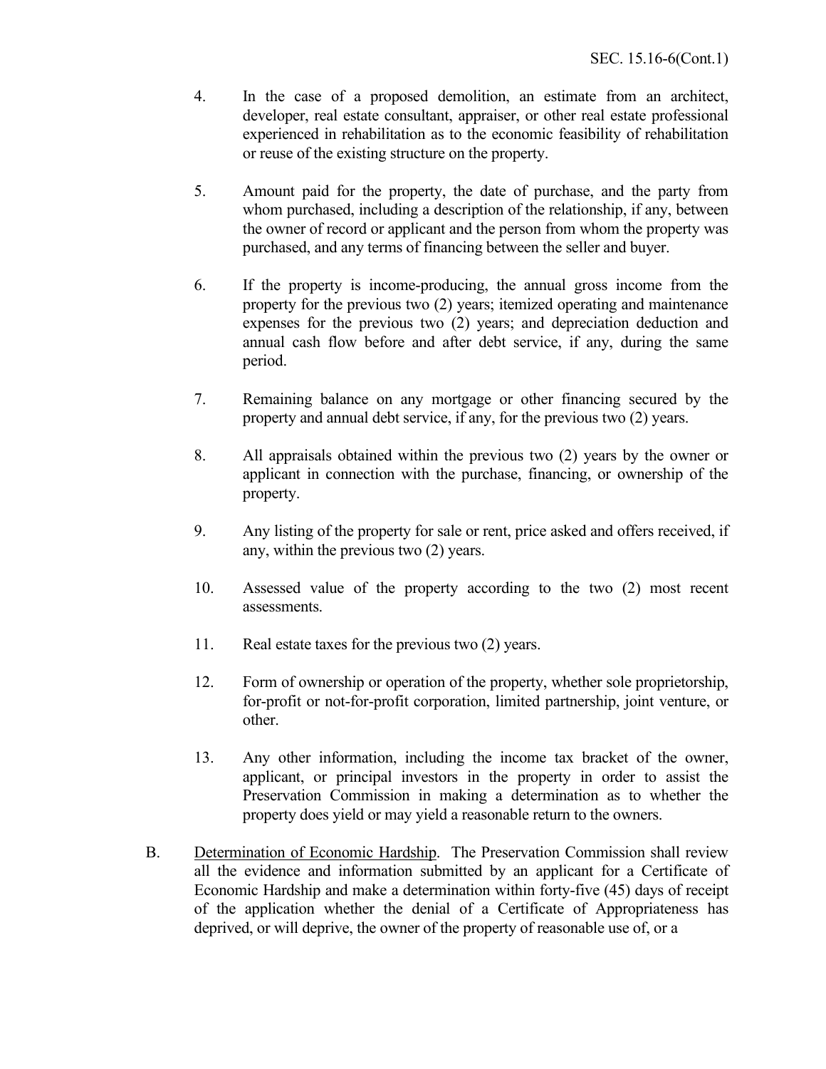4. In the case of a proposed demolition, an estimate from an architect, developer, real estate consultant, appraiser, or other real estate professional experienced in rehabilitation as to the economic feasibility of rehabilitation or reuse of the existing structure on the property.

5. Amount paid for the property, the date of purchase, and the party from whom purchased, including a description of the relationship, if any, between the owner of record or applicant and the person from whom the property was purchased, and any terms of financing between the seller and buyer.

6. If the property is income-producing, the annual gross income from the property for the previous two (2) years; itemized operating and maintenance expenses for the previous two (2) years; and depreciation deduction and annual cash flow before and after debt service, if any, during the same period.

7. Remaining balance on any mortgage or other financing secured by the property and annual debt service, if any, for the previous two (2) years.

8. All appraisals obtained within the previous two (2) years by the owner or applicant in connection with the purchase, financing, or ownership of the property.

9. Any listing of the property for sale or rent, price asked and offers received, if any, within the previous two (2) years.

10. Assessed value of the property according to the two (2) most recent assessments.

11. Real estate taxes for the previous two (2) years.

12. Form of ownership or operation of the property, whether sole proprietorship, for-profit or not-for-profit corporation, limited partnership, joint venture, or other.

13. Any other information, including the income tax bracket of the owner, applicant, or principal investors in the property in order to assist the Preservation Commission in making a determination as to whether the property does yield or may yield a reasonable return to the owners.

B. <u>Determination of Economic Hardship</u>. The Preservation Commission shall review all the evidence and information submitted by an applicant for a Certificate of Economic Hardship and make a determination within forty-five (45) days of receipt of the application whether the denial of a Certificate of Appropriateness has deprived, or will deprive, the owner of the property of reasonable use of, or a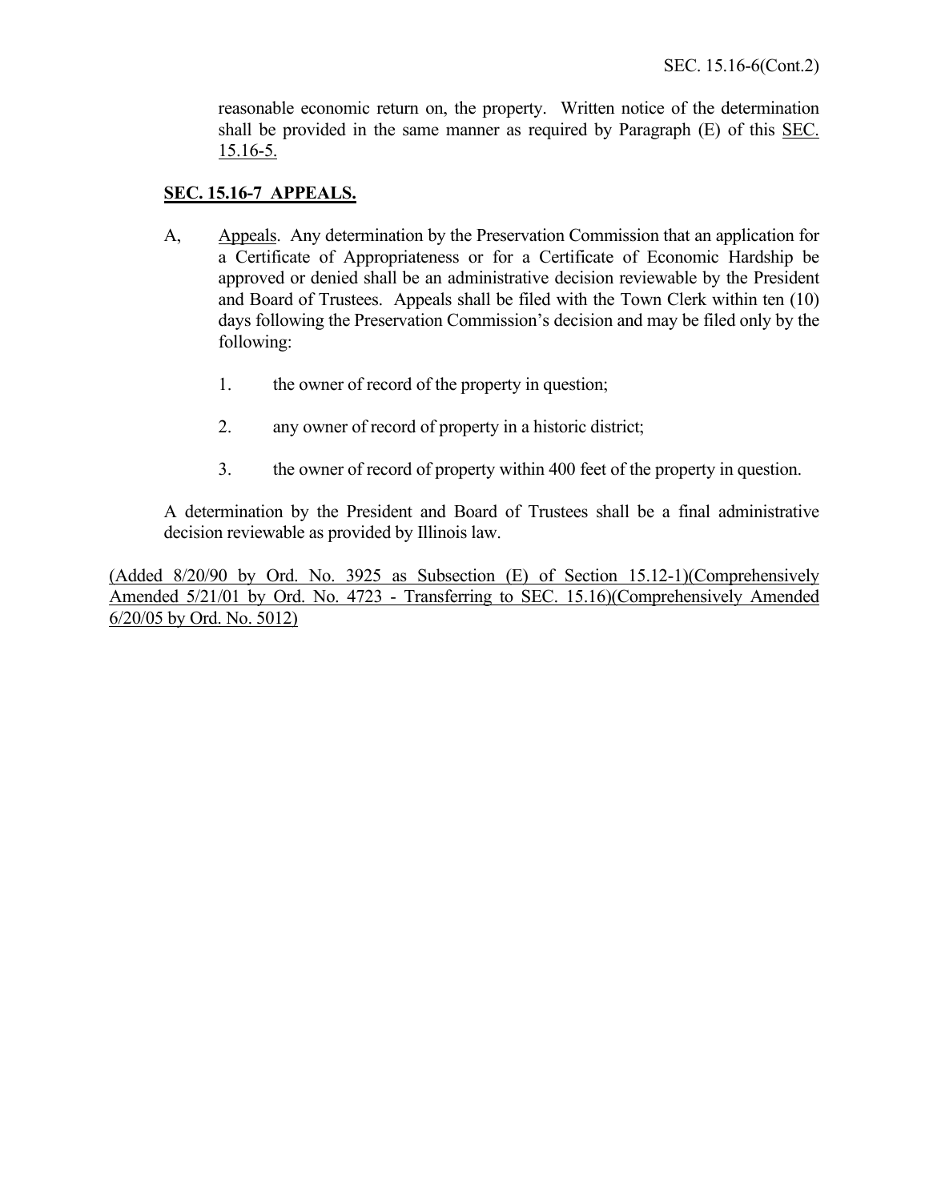reasonable economic return on, the property. Written notice of the determination shall be provided in the same manner as required by Paragraph (E) of this SEC. 15.16-5.

## SEC. 15.16-7 APPEALS.

A, Appeals. Any determination by the Preservation Commission that an application for a Certificate of Appropriateness or for a Certificate of Economic Hardship be approved or denied shall be an administrative decision reviewable by the President and Board of Trustees. Appeals shall be filed with the Town Clerk within ten (10) days following the Preservation Commission's decision and may be filed only by the following:

1. the owner of record of the property in question;
2. any owner of record of property in a historic district;
3. the owner of record of property within 400 feet of the property in question.

A determination by the President and Board of Trustees shall be a final administrative decision reviewable as provided by Illinois law.

(Added 8/20/90 by Ord. No. 3925 as Subsection (E) of Section 15.12-1)(Comprehensively Amended 5/21/01 by Ord. No. 4723 - Transferring to SEC. 15.16)(Comprehensively Amended 6/20/05 by Ord. No. 5012)